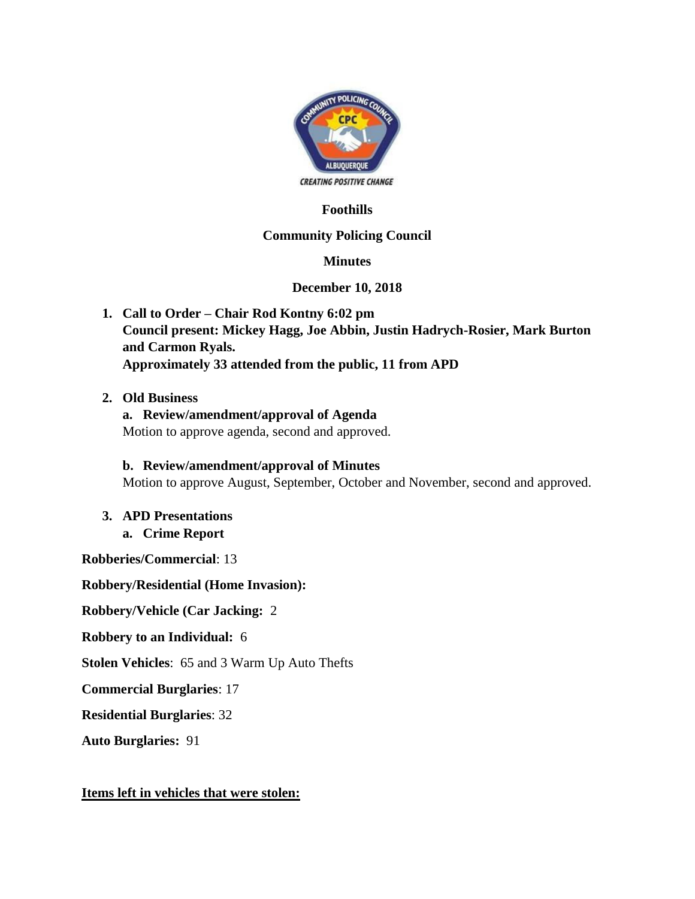**Foothills**

**Community Policing Council**

**Minutes**

**December 10, 2018**

1. **Call to Order – Chair Rod Kontny 6:02 pm**
   **Council present: Mickey Hagg, Joe Abbin, Justin Hadrych-Rosier, Mark Burton and Carmon Ryals.**
   **Approximately 33 attended from the public, 11 from APD**

2. **Old Business**

   a. **Review/amendment/approval of Agenda**
   Motion to approve agenda, second and approved.

   b. **Review/amendment/approval of Minutes**
   Motion to approve August, September, October and November, second and approved.

3. **APD Presentations**

   a. **Crime Report**

**Robberies/Commercial**: 13

**Robbery/Residential (Home Invasion):**

**Robbery/Vehicle (Car Jacking:** 2

**Robbery to an Individual:** 6

**Stolen Vehicles**: 65 and 3 Warm Up Auto Thefts

**Commercial Burglaries**: 17

**Residential Burglaries**: 32

**Auto Burglaries:** 91

**Items left in vehicles that were stolen:**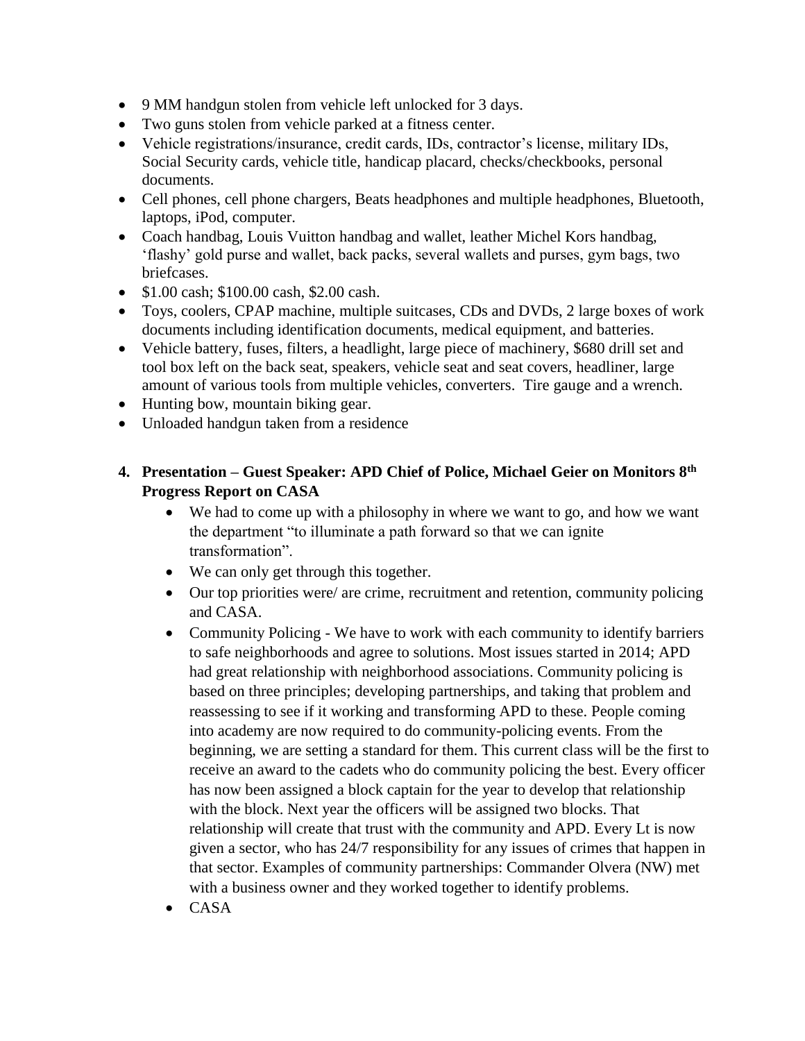- 9 MM handgun stolen from vehicle left unlocked for 3 days.
- Two guns stolen from vehicle parked at a fitness center.
- Vehicle registrations/insurance, credit cards, IDs, contractor's license, military IDs, Social Security cards, vehicle title, handicap placard, checks/checkbooks, personal documents.
- Cell phones, cell phone chargers, Beats headphones and multiple headphones, Bluetooth, laptops, iPod, computer.
- Coach handbag, Louis Vuitton handbag and wallet, leather Michel Kors handbag, 'flashy' gold purse and wallet, back packs, several wallets and purses, gym bags, two briefcases.
- $1.00 cash; $100.00 cash, $2.00 cash.
- Toys, coolers, CPAP machine, multiple suitcases, CDs and DVDs, 2 large boxes of work documents including identification documents, medical equipment, and batteries.
- Vehicle battery, fuses, filters, a headlight, large piece of machinery, $680 drill set and tool box left on the back seat, speakers, vehicle seat and seat covers, headliner, large amount of various tools from multiple vehicles, converters. Tire gauge and a wrench.
- Hunting bow, mountain biking gear.
- Unloaded handgun taken from a residence

**4. Presentation – Guest Speaker: APD Chief of Police, Michael Geier on Monitors 8th Progress Report on CASA**

- We had to come up with a philosophy in where we want to go, and how we want the department "to illuminate a path forward so that we can ignite transformation".
- We can only get through this together.
- Our top priorities were/ are crime, recruitment and retention, community policing and CASA.
- Community Policing - We have to work with each community to identify barriers to safe neighborhoods and agree to solutions. Most issues started in 2014; APD had great relationship with neighborhood associations. Community policing is based on three principles; developing partnerships, and taking that problem and reassessing to see if it working and transforming APD to these. People coming into academy are now required to do community-policing events. From the beginning, we are setting a standard for them. This current class will be the first to receive an award to the cadets who do community policing the best. Every officer has now been assigned a block captain for the year to develop that relationship with the block. Next year the officers will be assigned two blocks. That relationship will create that trust with the community and APD. Every Lt is now given a sector, who has 24/7 responsibility for any issues of crimes that happen in that sector. Examples of community partnerships: Commander Olvera (NW) met with a business owner and they worked together to identify problems.
- CASA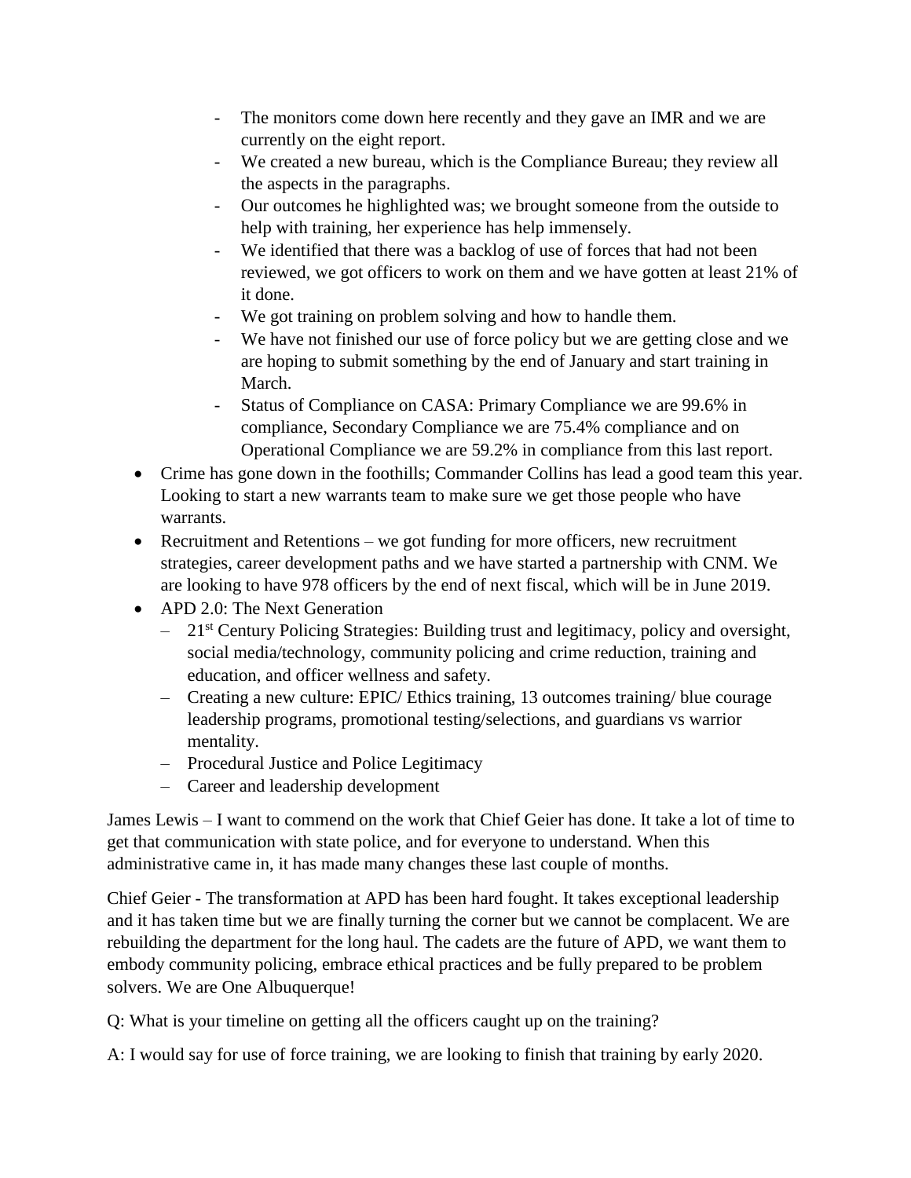- The monitors come down here recently and they gave an IMR and we are currently on the eight report.
    - We created a new bureau, which is the Compliance Bureau; they review all the aspects in the paragraphs.
    - Our outcomes he highlighted was; we brought someone from the outside to help with training, her experience has help immensely.
    - We identified that there was a backlog of use of forces that had not been reviewed, we got officers to work on them and we have gotten at least 21% of it done.
    - We got training on problem solving and how to handle them.
    - We have not finished our use of force policy but we are getting close and we are hoping to submit something by the end of January and start training in March.
    - Status of Compliance on CASA: Primary Compliance we are 99.6% in compliance, Secondary Compliance we are 75.4% compliance and on Operational Compliance we are 59.2% in compliance from this last report.
- Crime has gone down in the foothills; Commander Collins has lead a good team this year. Looking to start a new warrants team to make sure we get those people who have warrants.
- Recruitment and Retentions – we got funding for more officers, new recruitment strategies, career development paths and we have started a partnership with CNM. We are looking to have 978 officers by the end of next fiscal, which will be in June 2019.
- APD 2.0: The Next Generation
    - 21st Century Policing Strategies: Building trust and legitimacy, policy and oversight, social media/technology, community policing and crime reduction, training and education, and officer wellness and safety.
    - Creating a new culture: EPIC/ Ethics training, 13 outcomes training/ blue courage leadership programs, promotional testing/selections, and guardians vs warrior mentality.
    - Procedural Justice and Police Legitimacy
    - Career and leadership development

James Lewis – I want to commend on the work that Chief Geier has done. It take a lot of time to get that communication with state police, and for everyone to understand. When this administrative came in, it has made many changes these last couple of months.

Chief Geier - The transformation at APD has been hard fought. It takes exceptional leadership and it has taken time but we are finally turning the corner but we cannot be complacent. We are rebuilding the department for the long haul. The cadets are the future of APD, we want them to embody community policing, embrace ethical practices and be fully prepared to be problem solvers. We are One Albuquerque!

Q: What is your timeline on getting all the officers caught up on the training?

A: I would say for use of force training, we are looking to finish that training by early 2020.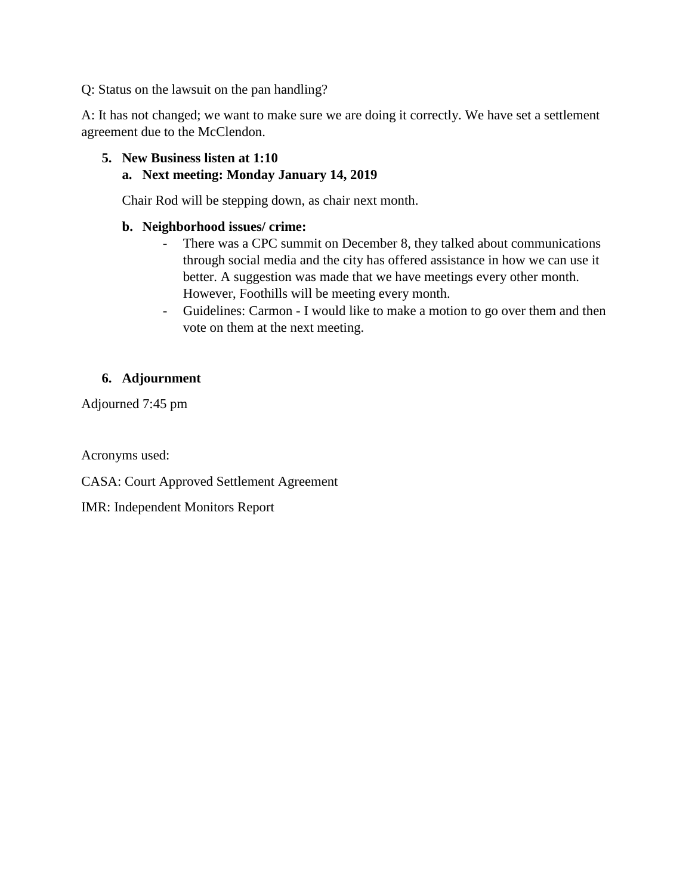Q: Status on the lawsuit on the pan handling?

A: It has not changed; we want to make sure we are doing it correctly. We have set a settlement agreement due to the McClendon.

5. **New Business listen at 1:10**
   a. **Next meeting: Monday January 14, 2019**

   Chair Rod will be stepping down, as chair next month.

   b. **Neighborhood issues/ crime:**
      - There was a CPC summit on December 8, they talked about communications through social media and the city has offered assistance in how we can use it better. A suggestion was made that we have meetings every other month. However, Foothills will be meeting every month.
      - Guidelines: Carmon - I would like to make a motion to go over them and then vote on them at the next meeting.

6. **Adjournment**

Adjourned 7:45 pm

Acronyms used:

CASA: Court Approved Settlement Agreement

IMR: Independent Monitors Report